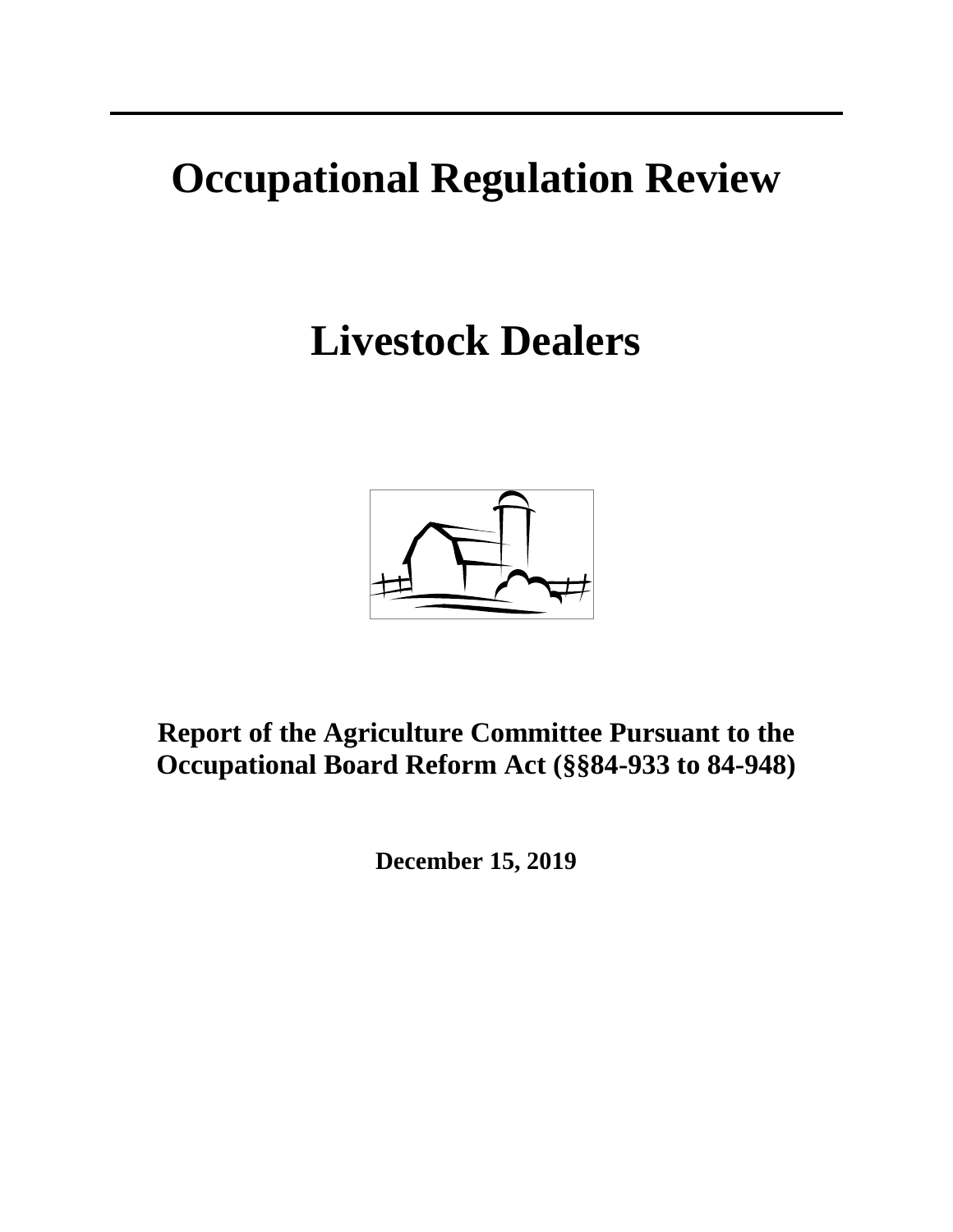# Occupational Regulation Review

# Livestock Dealers

**Report of the Agriculture Committee Pursuant to the Occupational Board Reform Act (§§84-933 to 84-948)**

**December 15, 2019**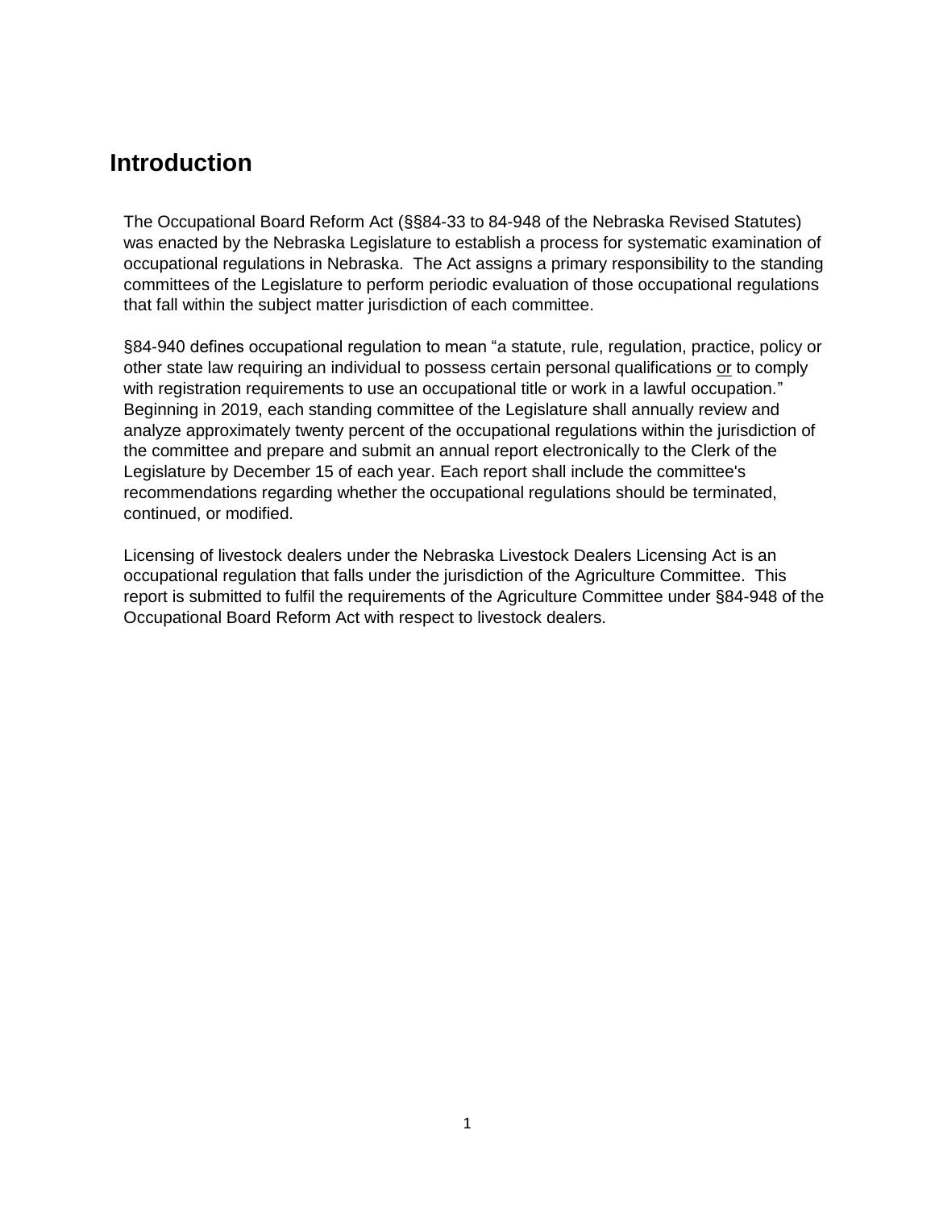## Introduction

The Occupational Board Reform Act (§§84-33 to 84-948 of the Nebraska Revised Statutes) was enacted by the Nebraska Legislature to establish a process for systematic examination of occupational regulations in Nebraska. The Act assigns a primary responsibility to the standing committees of the Legislature to perform periodic evaluation of those occupational regulations that fall within the subject matter jurisdiction of each committee.

§84-940 defines occupational regulation to mean "a statute, rule, regulation, practice, policy or other state law requiring an individual to possess certain personal qualifications <u>or</u> to comply with registration requirements to use an occupational title or work in a lawful occupation." Beginning in 2019, each standing committee of the Legislature shall annually review and analyze approximately twenty percent of the occupational regulations within the jurisdiction of the committee and prepare and submit an annual report electronically to the Clerk of the Legislature by December 15 of each year. Each report shall include the committee's recommendations regarding whether the occupational regulations should be terminated, continued, or modified.

Licensing of livestock dealers under the Nebraska Livestock Dealers Licensing Act is an occupational regulation that falls under the jurisdiction of the Agriculture Committee. This report is submitted to fulfil the requirements of the Agriculture Committee under §84-948 of the Occupational Board Reform Act with respect to livestock dealers.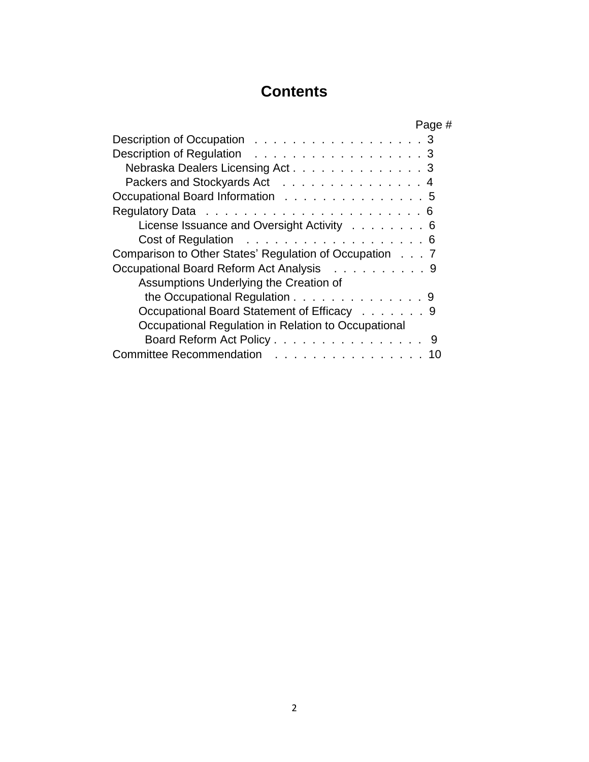# Contents

| | Page # |
|---|---|
| Description of Occupation | 3 |
| Description of Regulation | 3 |
| Nebraska Dealers Licensing Act | 3 |
| Packers and Stockyards Act | 4 |
| Occupational Board Information | 5 |
| Regulatory Data | 6 |
| License Issuance and Oversight Activity | 6 |
| Cost of Regulation | 6 |
| Comparison to Other States' Regulation of Occupation | 7 |
| Occupational Board Reform Act Analysis | 9 |
| Assumptions Underlying the Creation of the Occupational Regulation | 9 |
| Occupational Board Statement of Efficacy | 9 |
| Occupational Regulation in Relation to Occupational Board Reform Act Policy | 9 |
| Committee Recommendation | 10 |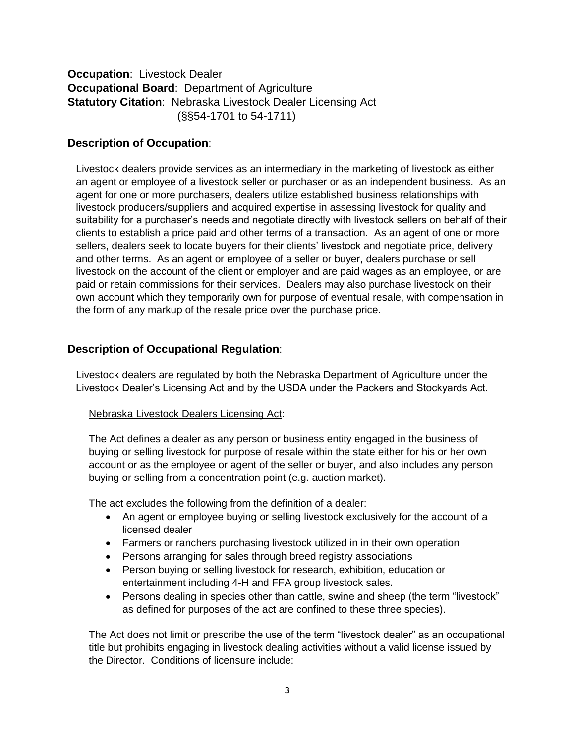**Occupation**: Livestock Dealer
**Occupational Board**: Department of Agriculture
**Statutory Citation**: Nebraska Livestock Dealer Licensing Act (§§54-1701 to 54-1711)

### Description of Occupation:

Livestock dealers provide services as an intermediary in the marketing of livestock as either an agent or employee of a livestock seller or purchaser or as an independent business. As an agent for one or more purchasers, dealers utilize established business relationships with livestock producers/suppliers and acquired expertise in assessing livestock for quality and suitability for a purchaser's needs and negotiate directly with livestock sellers on behalf of their clients to establish a price paid and other terms of a transaction. As an agent of one or more sellers, dealers seek to locate buyers for their clients' livestock and negotiate price, delivery and other terms. As an agent or employee of a seller or buyer, dealers purchase or sell livestock on the account of the client or employer and are paid wages as an employee, or are paid or retain commissions for their services. Dealers may also purchase livestock on their own account which they temporarily own for purpose of eventual resale, with compensation in the form of any markup of the resale price over the purchase price.

### Description of Occupational Regulation:

Livestock dealers are regulated by both the Nebraska Department of Agriculture under the Livestock Dealer's Licensing Act and by the USDA under the Packers and Stockyards Act.

<u>Nebraska Livestock Dealers Licensing Act</u>:

The Act defines a dealer as any person or business entity engaged in the business of buying or selling livestock for purpose of resale within the state either for his or her own account or as the employee or agent of the seller or buyer, and also includes any person buying or selling from a concentration point (e.g. auction market).

The act excludes the following from the definition of a dealer:

- An agent or employee buying or selling livestock exclusively for the account of a licensed dealer
- Farmers or ranchers purchasing livestock utilized in in their own operation
- Persons arranging for sales through breed registry associations
- Person buying or selling livestock for research, exhibition, education or entertainment including 4-H and FFA group livestock sales.
- Persons dealing in species other than cattle, swine and sheep (the term "livestock" as defined for purposes of the act are confined to these three species).

The Act does not limit or prescribe the use of the term "livestock dealer" as an occupational title but prohibits engaging in livestock dealing activities without a valid license issued by the Director. Conditions of licensure include: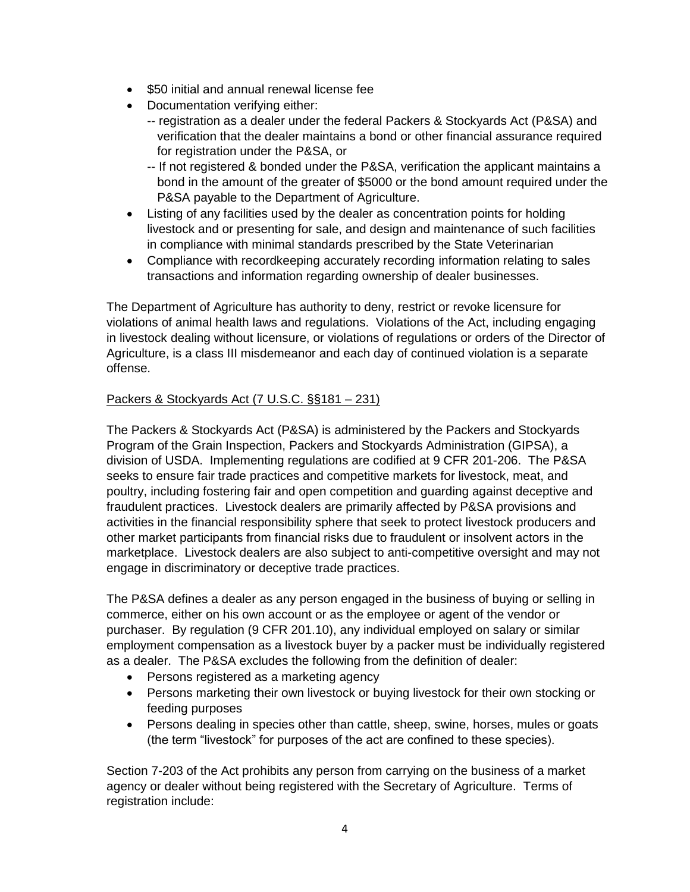- $50 initial and annual renewal license fee
- Documentation verifying either:
  - -- registration as a dealer under the federal Packers & Stockyards Act (P&SA) and verification that the dealer maintains a bond or other financial assurance required for registration under the P&SA, or
  - -- If not registered & bonded under the P&SA, verification the applicant maintains a bond in the amount of the greater of $5000 or the bond amount required under the P&SA payable to the Department of Agriculture.
- Listing of any facilities used by the dealer as concentration points for holding livestock and or presenting for sale, and design and maintenance of such facilities in compliance with minimal standards prescribed by the State Veterinarian
- Compliance with recordkeeping accurately recording information relating to sales transactions and information regarding ownership of dealer businesses.

The Department of Agriculture has authority to deny, restrict or revoke licensure for violations of animal health laws and regulations. Violations of the Act, including engaging in livestock dealing without licensure, or violations of regulations or orders of the Director of Agriculture, is a class III misdemeanor and each day of continued violation is a separate offense.

<u>Packers & Stockyards Act (7 U.S.C. §§181 – 231)</u>

The Packers & Stockyards Act (P&SA) is administered by the Packers and Stockyards Program of the Grain Inspection, Packers and Stockyards Administration (GIPSA), a division of USDA. Implementing regulations are codified at 9 CFR 201-206. The P&SA seeks to ensure fair trade practices and competitive markets for livestock, meat, and poultry, including fostering fair and open competition and guarding against deceptive and fraudulent practices. Livestock dealers are primarily affected by P&SA provisions and activities in the financial responsibility sphere that seek to protect livestock producers and other market participants from financial risks due to fraudulent or insolvent actors in the marketplace. Livestock dealers are also subject to anti-competitive oversight and may not engage in discriminatory or deceptive trade practices.

The P&SA defines a dealer as any person engaged in the business of buying or selling in commerce, either on his own account or as the employee or agent of the vendor or purchaser. By regulation (9 CFR 201.10), any individual employed on salary or similar employment compensation as a livestock buyer by a packer must be individually registered as a dealer. The P&SA excludes the following from the definition of dealer:

- Persons registered as a marketing agency
- Persons marketing their own livestock or buying livestock for their own stocking or feeding purposes
- Persons dealing in species other than cattle, sheep, swine, horses, mules or goats (the term "livestock" for purposes of the act are confined to these species).

Section 7-203 of the Act prohibits any person from carrying on the business of a market agency or dealer without being registered with the Secretary of Agriculture. Terms of registration include: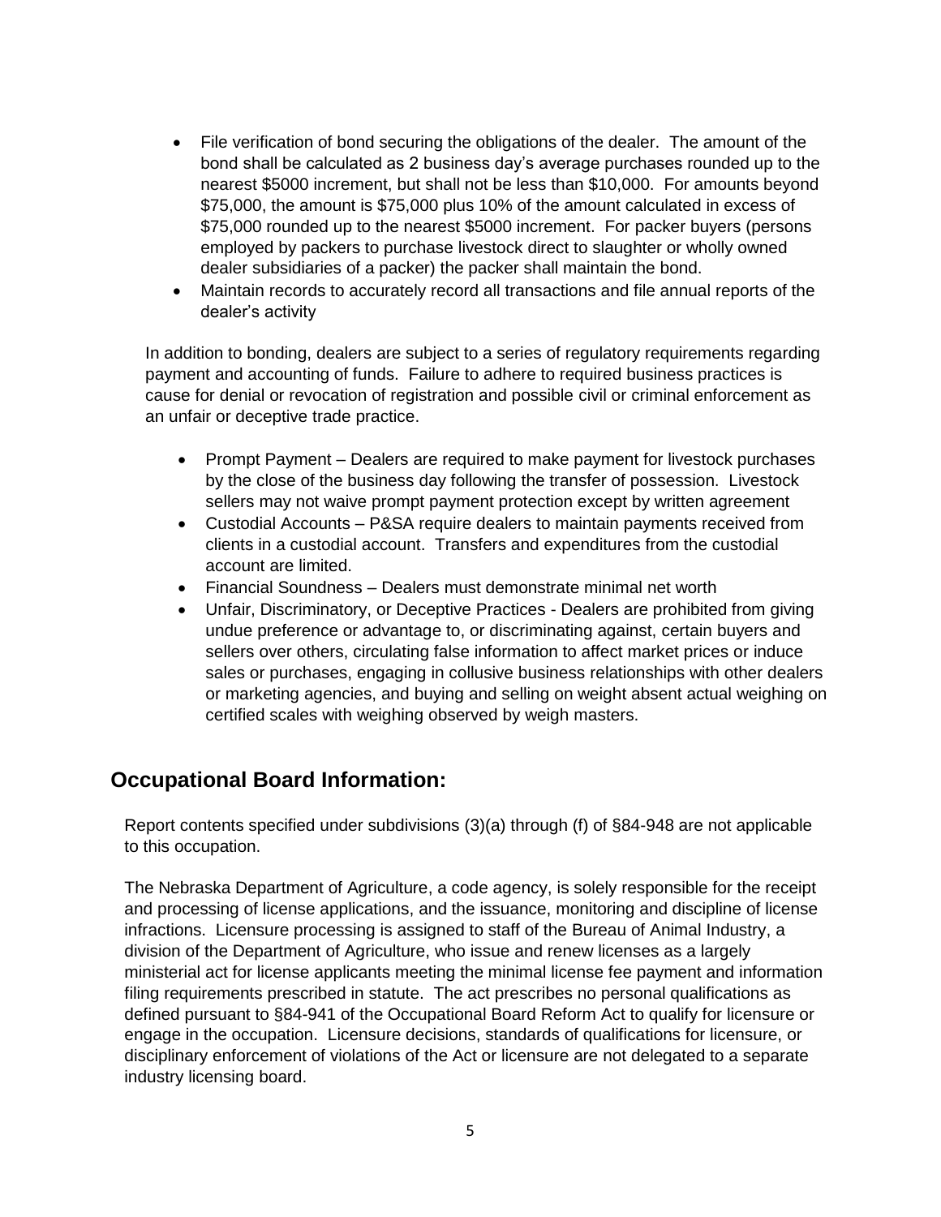- File verification of bond securing the obligations of the dealer. The amount of the bond shall be calculated as 2 business day's average purchases rounded up to the nearest $5000 increment, but shall not be less than $10,000. For amounts beyond $75,000, the amount is $75,000 plus 10% of the amount calculated in excess of $75,000 rounded up to the nearest $5000 increment. For packer buyers (persons employed by packers to purchase livestock direct to slaughter or wholly owned dealer subsidiaries of a packer) the packer shall maintain the bond.
- Maintain records to accurately record all transactions and file annual reports of the dealer's activity

In addition to bonding, dealers are subject to a series of regulatory requirements regarding payment and accounting of funds. Failure to adhere to required business practices is cause for denial or revocation of registration and possible civil or criminal enforcement as an unfair or deceptive trade practice.

- Prompt Payment – Dealers are required to make payment for livestock purchases by the close of the business day following the transfer of possession. Livestock sellers may not waive prompt payment protection except by written agreement
- Custodial Accounts – P&SA require dealers to maintain payments received from clients in a custodial account. Transfers and expenditures from the custodial account are limited.
- Financial Soundness – Dealers must demonstrate minimal net worth
- Unfair, Discriminatory, or Deceptive Practices - Dealers are prohibited from giving undue preference or advantage to, or discriminating against, certain buyers and sellers over others, circulating false information to affect market prices or induce sales or purchases, engaging in collusive business relationships with other dealers or marketing agencies, and buying and selling on weight absent actual weighing on certified scales with weighing observed by weigh masters.

## Occupational Board Information:

Report contents specified under subdivisions (3)(a) through (f) of §84-948 are not applicable to this occupation.

The Nebraska Department of Agriculture, a code agency, is solely responsible for the receipt and processing of license applications, and the issuance, monitoring and discipline of license infractions. Licensure processing is assigned to staff of the Bureau of Animal Industry, a division of the Department of Agriculture, who issue and renew licenses as a largely ministerial act for license applicants meeting the minimal license fee payment and information filing requirements prescribed in statute. The act prescribes no personal qualifications as defined pursuant to §84-941 of the Occupational Board Reform Act to qualify for licensure or engage in the occupation. Licensure decisions, standards of qualifications for licensure, or disciplinary enforcement of violations of the Act or licensure are not delegated to a separate industry licensing board.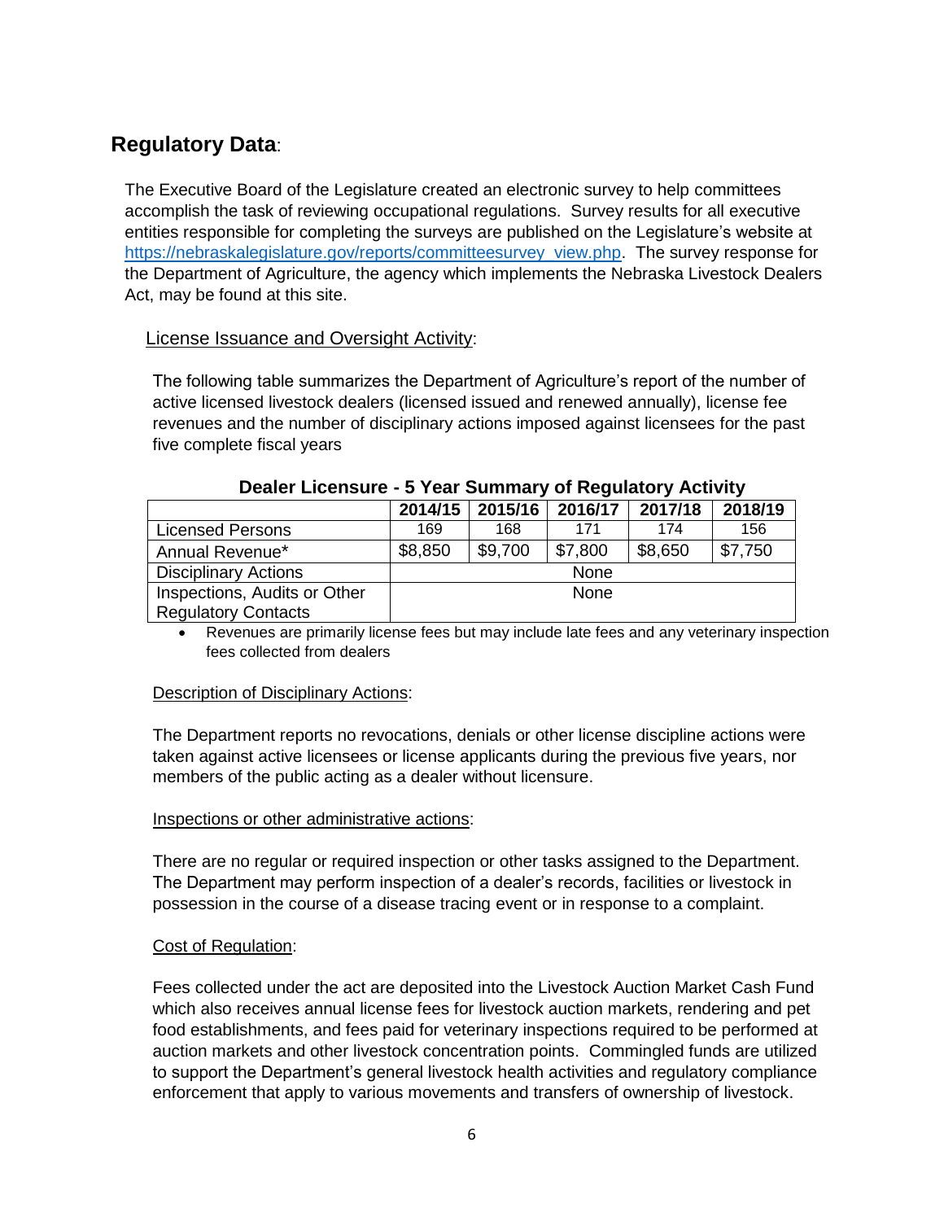## Regulatory Data:

The Executive Board of the Legislature created an electronic survey to help committees accomplish the task of reviewing occupational regulations. Survey results for all executive entities responsible for completing the surveys are published on the Legislature's website at https://nebraskalegislature.gov/reports/committeesurvey_view.php. The survey response for the Department of Agriculture, the agency which implements the Nebraska Livestock Dealers Act, may be found at this site.

### License Issuance and Oversight Activity:

The following table summarizes the Department of Agriculture's report of the number of active licensed livestock dealers (licensed issued and renewed annually), license fee revenues and the number of disciplinary actions imposed against licensees for the past five complete fiscal years

**Dealer Licensure - 5 Year Summary of Regulatory Activity**

| | 2014/15 | 2015/16 | 2016/17 | 2017/18 | 2018/19 |
|---|---|---|---|---|---|
| Licensed Persons | 169 | 168 | 171 | 174 | 156 |
| Annual Revenue* | $8,850 | $9,700 | $7,800 | $8,650 | $7,750 |
| Disciplinary Actions | None | | | | |
| Inspections, Audits or Other Regulatory Contacts | None | | | | |

- Revenues are primarily license fees but may include late fees and any veterinary inspection fees collected from dealers

#### Description of Disciplinary Actions:

The Department reports no revocations, denials or other license discipline actions were taken against active licensees or license applicants during the previous five years, nor members of the public acting as a dealer without licensure.

#### Inspections or other administrative actions:

There are no regular or required inspection or other tasks assigned to the Department. The Department may perform inspection of a dealer's records, facilities or livestock in possession in the course of a disease tracing event or in response to a complaint.

#### Cost of Regulation:

Fees collected under the act are deposited into the Livestock Auction Market Cash Fund which also receives annual license fees for livestock auction markets, rendering and pet food establishments, and fees paid for veterinary inspections required to be performed at auction markets and other livestock concentration points. Commingled funds are utilized to support the Department's general livestock health activities and regulatory compliance enforcement that apply to various movements and transfers of ownership of livestock.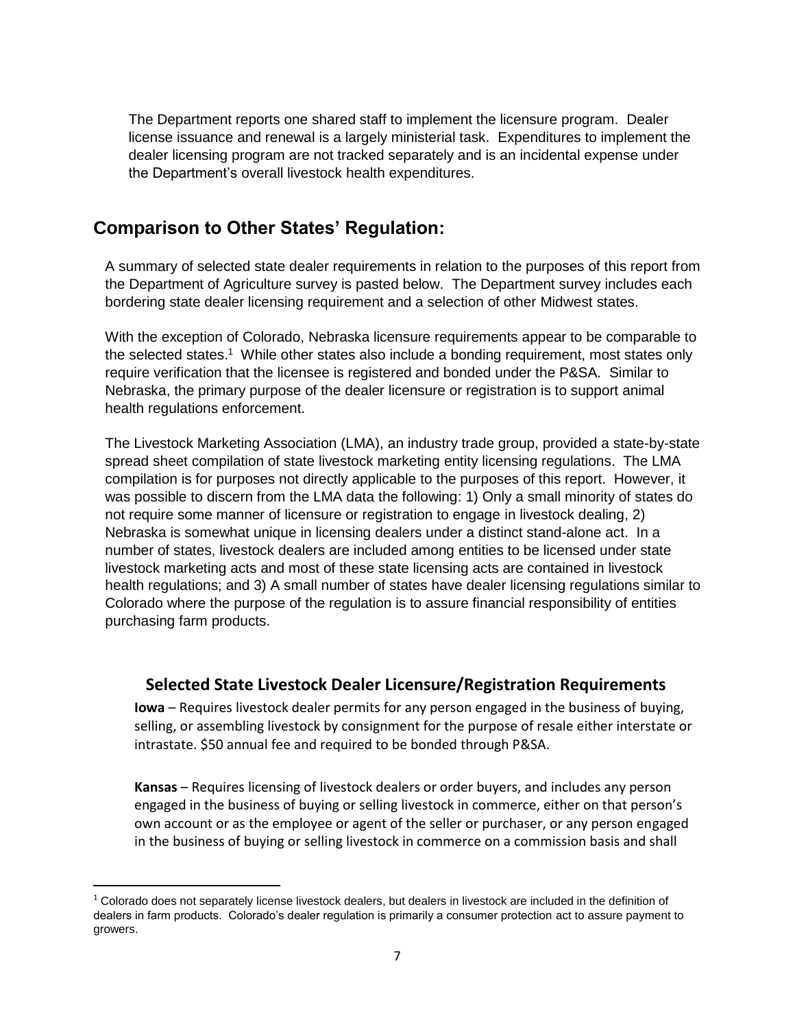The Department reports one shared staff to implement the licensure program. Dealer license issuance and renewal is a largely ministerial task. Expenditures to implement the dealer licensing program are not tracked separately and is an incidental expense under the Department's overall livestock health expenditures.

## Comparison to Other States' Regulation:

A summary of selected state dealer requirements in relation to the purposes of this report from the Department of Agriculture survey is pasted below. The Department survey includes each bordering state dealer licensing requirement and a selection of other Midwest states.

With the exception of Colorado, Nebraska licensure requirements appear to be comparable to the selected states.[1] While other states also include a bonding requirement, most states only require verification that the licensee is registered and bonded under the P&SA. Similar to Nebraska, the primary purpose of the dealer licensure or registration is to support animal health regulations enforcement.

The Livestock Marketing Association (LMA), an industry trade group, provided a state-by-state spread sheet compilation of state livestock marketing entity licensing regulations. The LMA compilation is for purposes not directly applicable to the purposes of this report. However, it was possible to discern from the LMA data the following: 1) Only a small minority of states do not require some manner of licensure or registration to engage in livestock dealing, 2) Nebraska is somewhat unique in licensing dealers under a distinct stand-alone act. In a number of states, livestock dealers are included among entities to be licensed under state livestock marketing acts and most of these state licensing acts are contained in livestock health regulations; and 3) A small number of states have dealer licensing regulations similar to Colorado where the purpose of the regulation is to assure financial responsibility of entities purchasing farm products.

### Selected State Livestock Dealer Licensure/Registration Requirements

**Iowa** – Requires livestock dealer permits for any person engaged in the business of buying, selling, or assembling livestock by consignment for the purpose of resale either interstate or intrastate. $50 annual fee and required to be bonded through P&SA.

**Kansas** – Requires licensing of livestock dealers or order buyers, and includes any person engaged in the business of buying or selling livestock in commerce, either on that person's own account or as the employee or agent of the seller or purchaser, or any person engaged in the business of buying or selling livestock in commerce on a commission basis and shall

[1] Colorado does not separately license livestock dealers, but dealers in livestock are included in the definition of dealers in farm products. Colorado's dealer regulation is primarily a consumer protection act to assure payment to growers.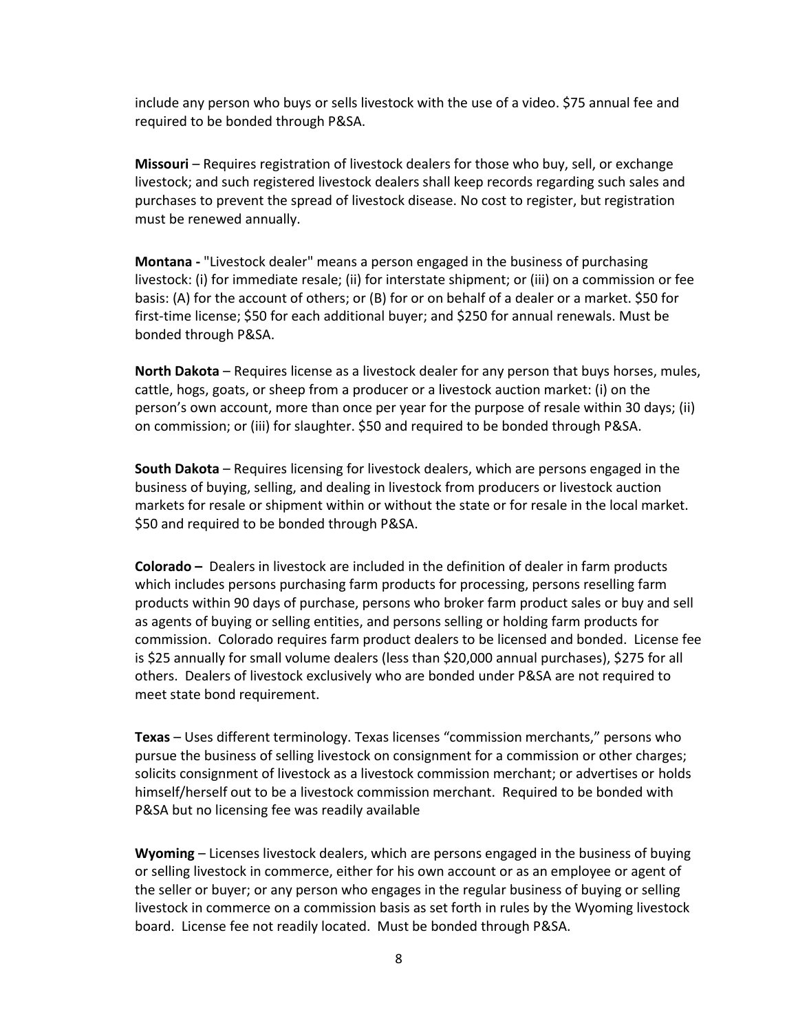include any person who buys or sells livestock with the use of a video. $75 annual fee and required to be bonded through P&SA.

**Missouri** – Requires registration of livestock dealers for those who buy, sell, or exchange livestock; and such registered livestock dealers shall keep records regarding such sales and purchases to prevent the spread of livestock disease. No cost to register, but registration must be renewed annually.

**Montana -** "Livestock dealer" means a person engaged in the business of purchasing livestock: (i) for immediate resale; (ii) for interstate shipment; or (iii) on a commission or fee basis: (A) for the account of others; or (B) for or on behalf of a dealer or a market. $50 for first-time license; $50 for each additional buyer; and $250 for annual renewals. Must be bonded through P&SA.

**North Dakota** – Requires license as a livestock dealer for any person that buys horses, mules, cattle, hogs, goats, or sheep from a producer or a livestock auction market: (i) on the person's own account, more than once per year for the purpose of resale within 30 days; (ii) on commission; or (iii) for slaughter. $50 and required to be bonded through P&SA.

**South Dakota** – Requires licensing for livestock dealers, which are persons engaged in the business of buying, selling, and dealing in livestock from producers or livestock auction markets for resale or shipment within or without the state or for resale in the local market. $50 and required to be bonded through P&SA.

**Colorado –** Dealers in livestock are included in the definition of dealer in farm products which includes persons purchasing farm products for processing, persons reselling farm products within 90 days of purchase, persons who broker farm product sales or buy and sell as agents of buying or selling entities, and persons selling or holding farm products for commission. Colorado requires farm product dealers to be licensed and bonded. License fee is $25 annually for small volume dealers (less than $20,000 annual purchases), $275 for all others. Dealers of livestock exclusively who are bonded under P&SA are not required to meet state bond requirement.

**Texas** – Uses different terminology. Texas licenses "commission merchants," persons who pursue the business of selling livestock on consignment for a commission or other charges; solicits consignment of livestock as a livestock commission merchant; or advertises or holds himself/herself out to be a livestock commission merchant. Required to be bonded with P&SA but no licensing fee was readily available

**Wyoming** – Licenses livestock dealers, which are persons engaged in the business of buying or selling livestock in commerce, either for his own account or as an employee or agent of the seller or buyer; or any person who engages in the regular business of buying or selling livestock in commerce on a commission basis as set forth in rules by the Wyoming livestock board. License fee not readily located. Must be bonded through P&SA.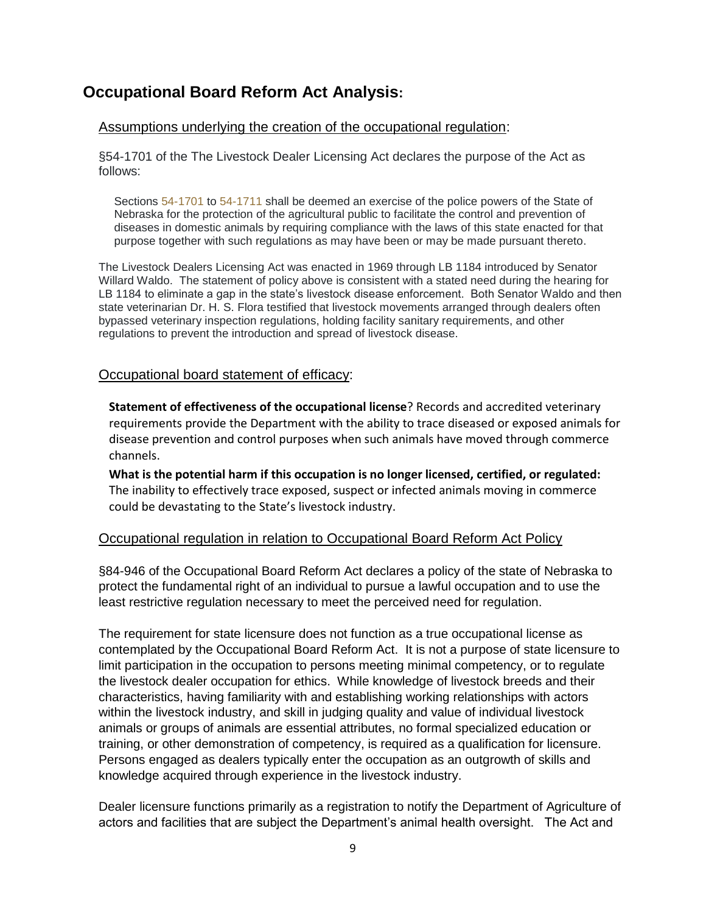## Occupational Board Reform Act Analysis:

### Assumptions underlying the creation of the occupational regulation:

§54-1701 of the The Livestock Dealer Licensing Act declares the purpose of the Act as follows:

> Sections 54-1701 to 54-1711 shall be deemed an exercise of the police powers of the State of Nebraska for the protection of the agricultural public to facilitate the control and prevention of diseases in domestic animals by requiring compliance with the laws of this state enacted for that purpose together with such regulations as may have been or may be made pursuant thereto.

The Livestock Dealers Licensing Act was enacted in 1969 through LB 1184 introduced by Senator Willard Waldo. The statement of policy above is consistent with a stated need during the hearing for LB 1184 to eliminate a gap in the state's livestock disease enforcement. Both Senator Waldo and then state veterinarian Dr. H. S. Flora testified that livestock movements arranged through dealers often bypassed veterinary inspection regulations, holding facility sanitary requirements, and other regulations to prevent the introduction and spread of livestock disease.

### Occupational board statement of efficacy:

**Statement of effectiveness of the occupational license**? Records and accredited veterinary requirements provide the Department with the ability to trace diseased or exposed animals for disease prevention and control purposes when such animals have moved through commerce channels.

**What is the potential harm if this occupation is no longer licensed, certified, or regulated:** The inability to effectively trace exposed, suspect or infected animals moving in commerce could be devastating to the State's livestock industry.

### Occupational regulation in relation to Occupational Board Reform Act Policy

§84-946 of the Occupational Board Reform Act declares a policy of the state of Nebraska to protect the fundamental right of an individual to pursue a lawful occupation and to use the least restrictive regulation necessary to meet the perceived need for regulation.

The requirement for state licensure does not function as a true occupational license as contemplated by the Occupational Board Reform Act. It is not a purpose of state licensure to limit participation in the occupation to persons meeting minimal competency, or to regulate the livestock dealer occupation for ethics. While knowledge of livestock breeds and their characteristics, having familiarity with and establishing working relationships with actors within the livestock industry, and skill in judging quality and value of individual livestock animals or groups of animals are essential attributes, no formal specialized education or training, or other demonstration of competency, is required as a qualification for licensure. Persons engaged as dealers typically enter the occupation as an outgrowth of skills and knowledge acquired through experience in the livestock industry.

Dealer licensure functions primarily as a registration to notify the Department of Agriculture of actors and facilities that are subject the Department's animal health oversight. The Act and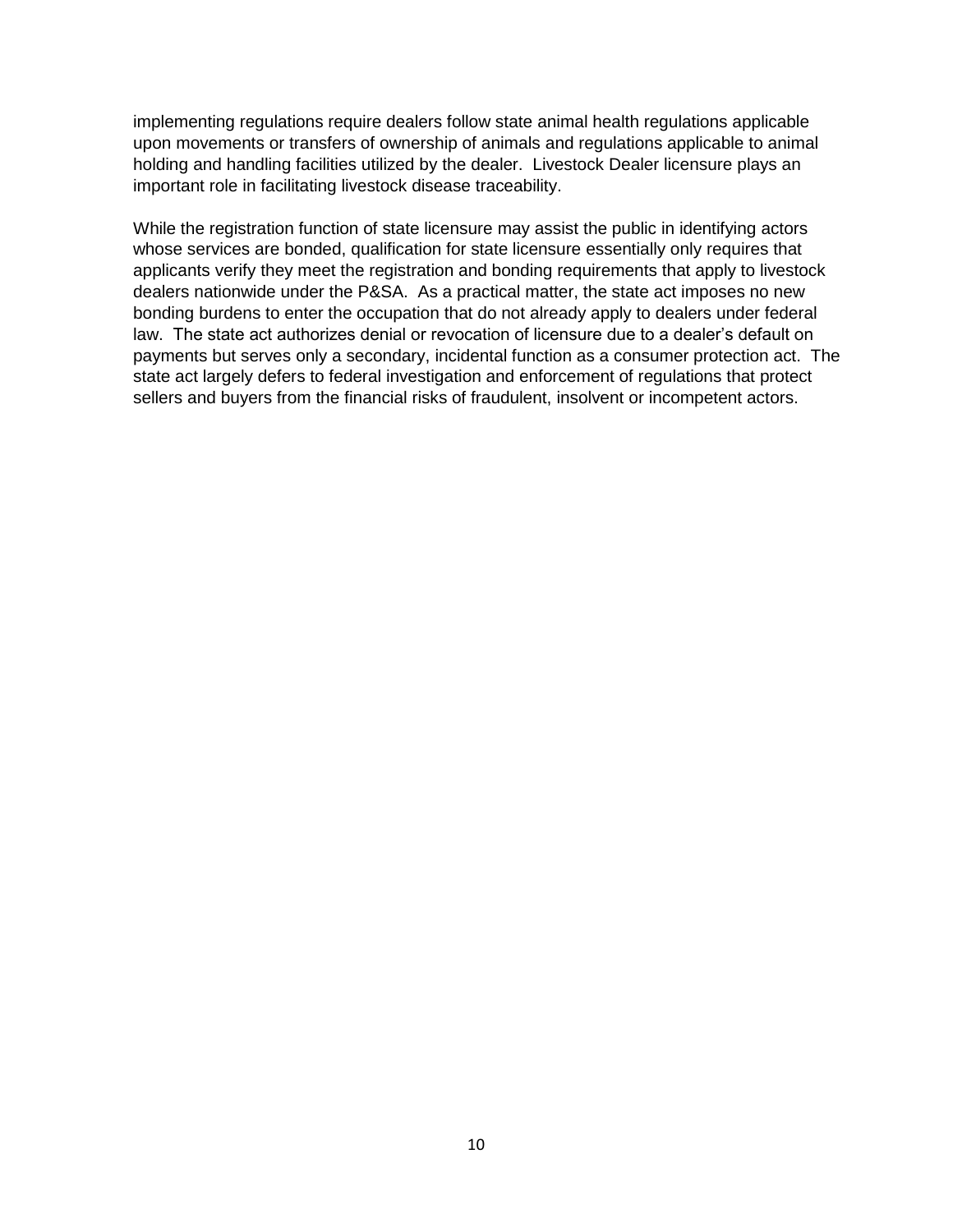implementing regulations require dealers follow state animal health regulations applicable upon movements or transfers of ownership of animals and regulations applicable to animal holding and handling facilities utilized by the dealer. Livestock Dealer licensure plays an important role in facilitating livestock disease traceability.

While the registration function of state licensure may assist the public in identifying actors whose services are bonded, qualification for state licensure essentially only requires that applicants verify they meet the registration and bonding requirements that apply to livestock dealers nationwide under the P&SA. As a practical matter, the state act imposes no new bonding burdens to enter the occupation that do not already apply to dealers under federal law. The state act authorizes denial or revocation of licensure due to a dealer's default on payments but serves only a secondary, incidental function as a consumer protection act. The state act largely defers to federal investigation and enforcement of regulations that protect sellers and buyers from the financial risks of fraudulent, insolvent or incompetent actors.